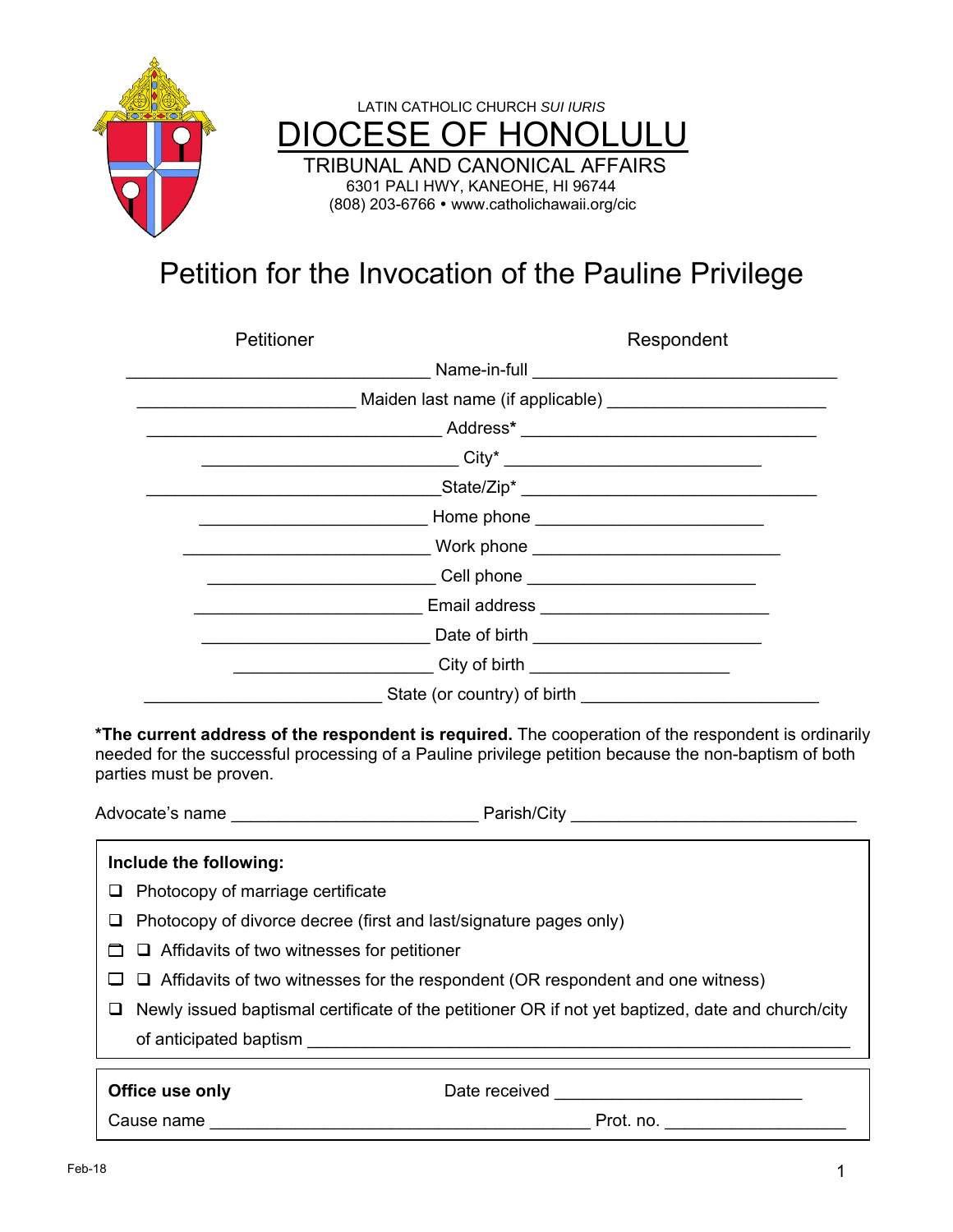LATIN CATHOLIC CHURCH *SUI IURIS*

# DIOCESE OF HONOLULU

TRIBUNAL AND CANONICAL AFFAIRS
6301 PALI HWY, KANEOHE, HI 96744
(808) 203-6766 • www.catholichawaii.org/cic

## Petition for the Invocation of the Pauline Privilege

| Petitioner | | Respondent |
|---|---|---|
| ______________________ | Name-in-full | ______________________ |
| ______________________ | Maiden last name (if applicable) | ______________________ |
| ______________________ | Address* | ______________________ |
| ______________________ | City* | ______________________ |
| ______________________ | State/Zip* | ______________________ |
| ______________________ | Home phone | ______________________ |
| ______________________ | Work phone | ______________________ |
| ______________________ | Cell phone | ______________________ |
| ______________________ | Email address | ______________________ |
| ______________________ | Date of birth | ______________________ |
| ______________________ | City of birth | ______________________ |
| ______________________ | State (or country) of birth | ______________________ |

**\*The current address of the respondent is required.** The cooperation of the respondent is ordinarily needed for the successful processing of a Pauline privilege petition because the non-baptism of both parties must be proven.

Advocate's name ________________________ Parish/City ____________________________

**Include the following:**

- ❑ Photocopy of marriage certificate
- ❑ Photocopy of divorce decree (first and last/signature pages only)
- ❑ ❑ Affidavits of two witnesses for petitioner
- ❑ ❑ Affidavits of two witnesses for the respondent (OR respondent and one witness)
- ❑ Newly issued baptismal certificate of the petitioner OR if not yet baptized, date and church/city of anticipated baptism ______________________________________________

**Office use only** Date received ________________________

Cause name ______________________________________ Prot. no. ____________________

Feb-18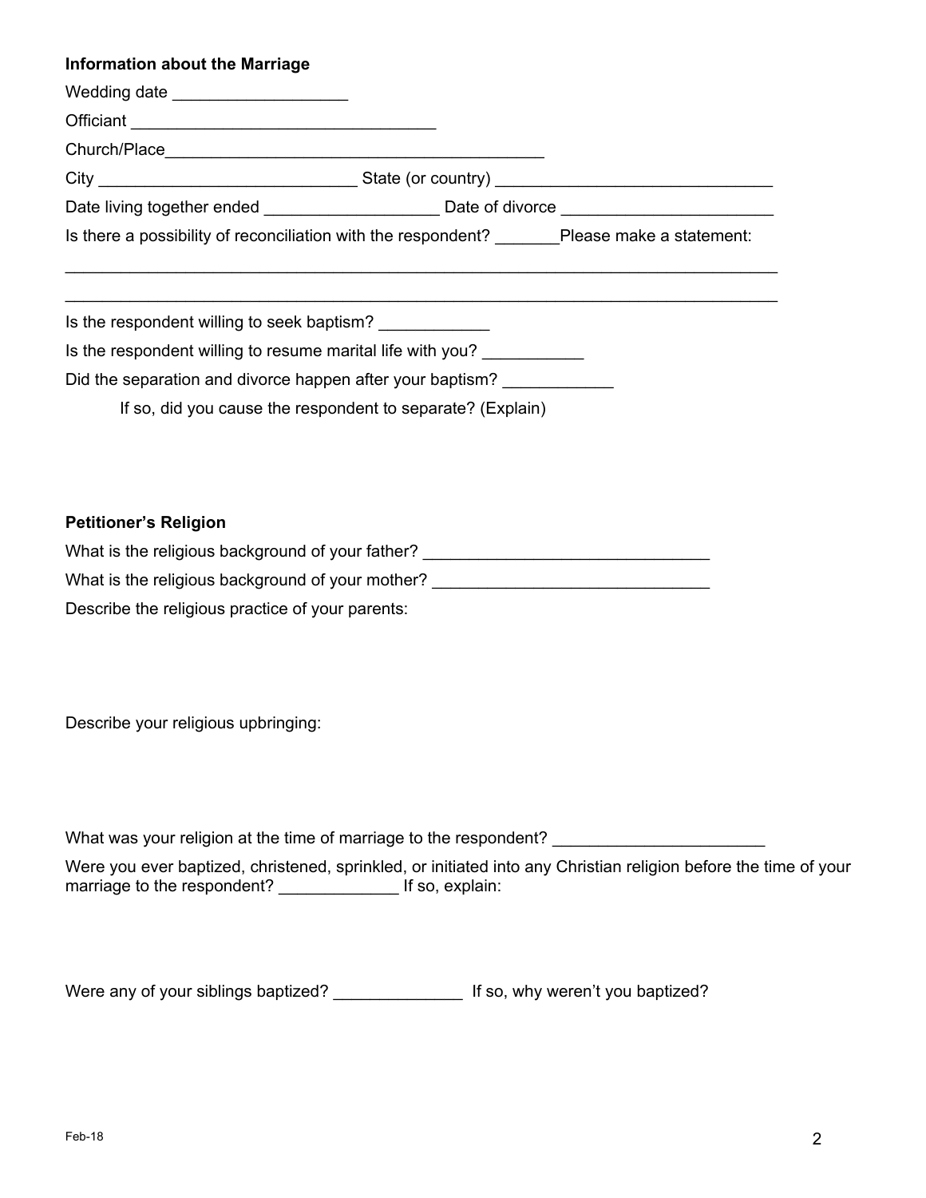**Information about the Marriage**

Wedding date ___________________

Officiant _________________________________

Church/Place_________________________________________

City ___________________________ State (or country) ______________________________

Date living together ended ___________________ Date of divorce _______________________

Is there a possibility of reconciliation with the respondent? _______Please make a statement:

_____________________________________________________________________________

_____________________________________________________________________________

Is the respondent willing to seek baptism? ____________

Is the respondent willing to resume marital life with you? ___________

Did the separation and divorce happen after your baptism? ____________

If so, did you cause the respondent to separate? (Explain)

**Petitioner's Religion**

What is the religious background of your father? _______________________________

What is the religious background of your mother? ______________________________

Describe the religious practice of your parents:

Describe your religious upbringing:

What was your religion at the time of marriage to the respondent? ______________________

Were you ever baptized, christened, sprinkled, or initiated into any Christian religion before the time of your marriage to the respondent? _____________ If so, explain:

Were any of your siblings baptized? ______________ If so, why weren't you baptized?

Feb-18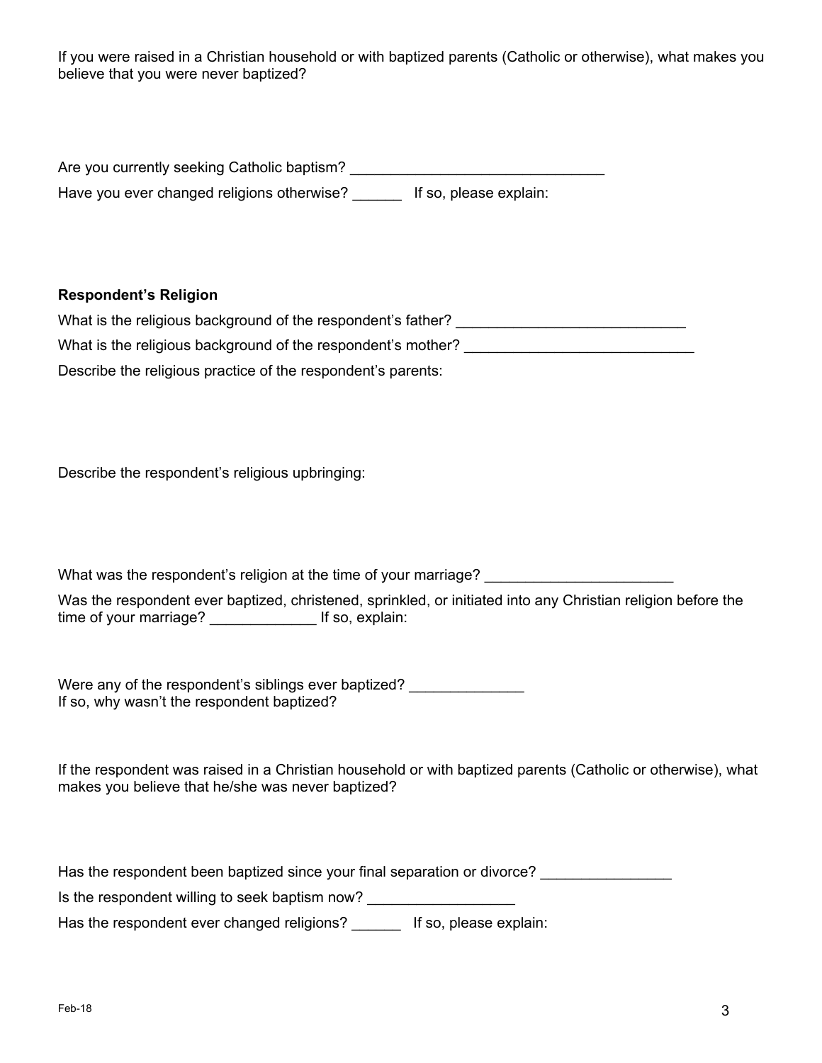If you were raised in a Christian household or with baptized parents (Catholic or otherwise), what makes you believe that you were never baptized?

Are you currently seeking Catholic baptism? ______________________________

Have you ever changed religions otherwise? ______ If so, please explain:

**Respondent's Religion**

What is the religious background of the respondent's father? ___________________________

What is the religious background of the respondent's mother? ___________________________

Describe the religious practice of the respondent's parents:

Describe the respondent's religious upbringing:

What was the respondent's religion at the time of your marriage? ______________________

Was the respondent ever baptized, christened, sprinkled, or initiated into any Christian religion before the time of your marriage? ____________ If so, explain:

Were any of the respondent's siblings ever baptized? _____________

If so, why wasn't the respondent baptized?

If the respondent was raised in a Christian household or with baptized parents (Catholic or otherwise), what makes you believe that he/she was never baptized?

Has the respondent been baptized since your final separation or divorce? _______________

Is the respondent willing to seek baptism now? _________________

Has the respondent ever changed religions? ______ If so, please explain: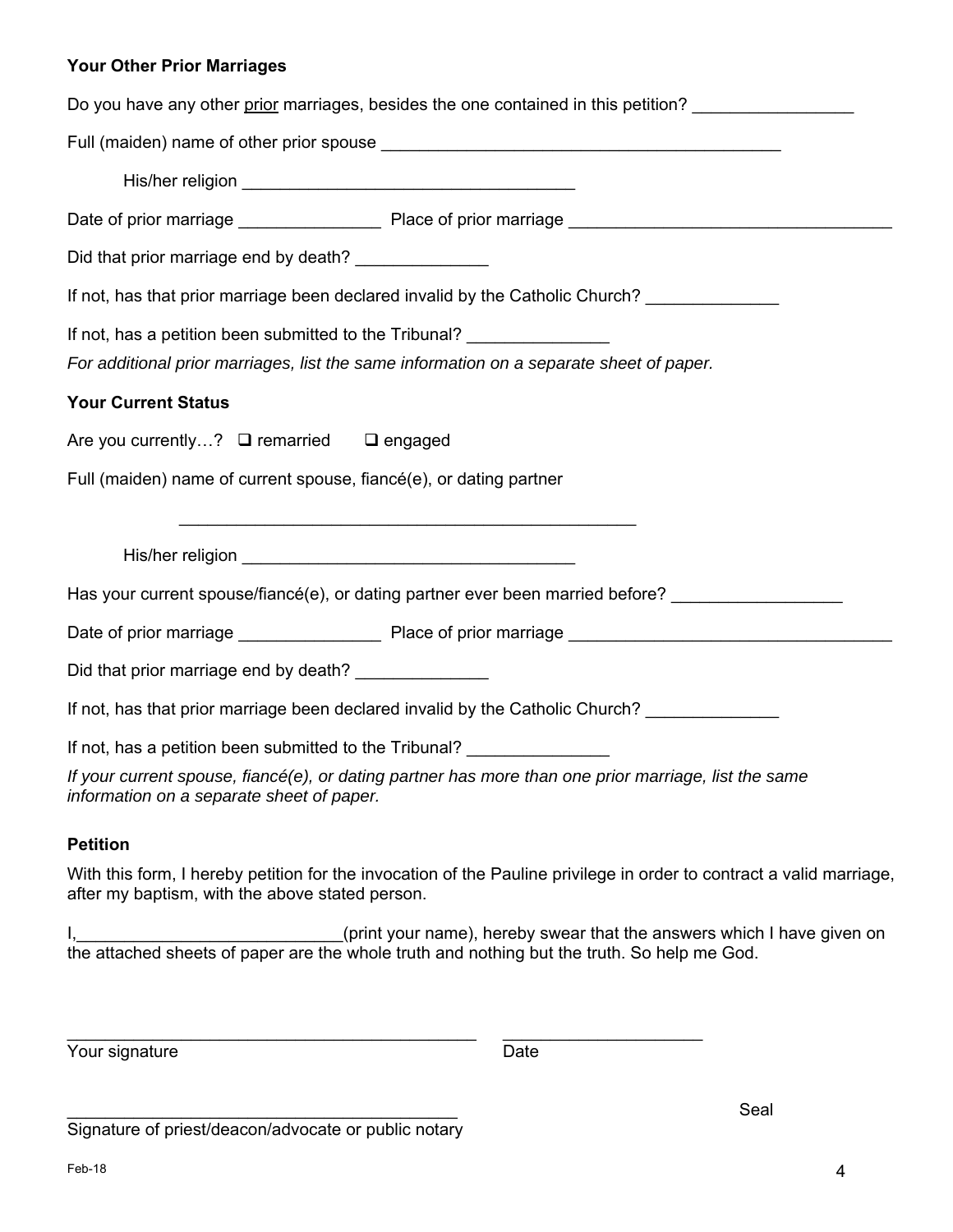**Your Other Prior Marriages**

Do you have any other prior marriages, besides the one contained in this petition? _________________

Full (maiden) name of other prior spouse ___________________________________________

His/her religion ___________________________________

Date of prior marriage _______________ Place of prior marriage __________________________________

Did that prior marriage end by death? ______________

If not, has that prior marriage been declared invalid by the Catholic Church? ______________

If not, has a petition been submitted to the Tribunal? _______________

*For additional prior marriages, list the same information on a separate sheet of paper.*

**Your Current Status**

Are you currently…? ❑ remarried ❑ engaged

Full (maiden) name of current spouse, fiancé(e), or dating partner

________________________________________________

His/her religion ___________________________________

Has your current spouse/fiancé(e), or dating partner ever been married before? __________________

Date of prior marriage _______________ Place of prior marriage __________________________________

Did that prior marriage end by death? ______________

If not, has that prior marriage been declared invalid by the Catholic Church? ______________

If not, has a petition been submitted to the Tribunal? _______________

*If your current spouse, fiancé(e), or dating partner has more than one prior marriage, list the same information on a separate sheet of paper.*

**Petition**

With this form, I hereby petition for the invocation of the Pauline privilege in order to contract a valid marriage, after my baptism, with the above stated person.

I,___________________________(print your name), hereby swear that the answers which I have given on the attached sheets of paper are the whole truth and nothing but the truth. So help me God.

___________________________________________ _____________________

Your signature Date

_________________________________________ Seal

Signature of priest/deacon/advocate or public notary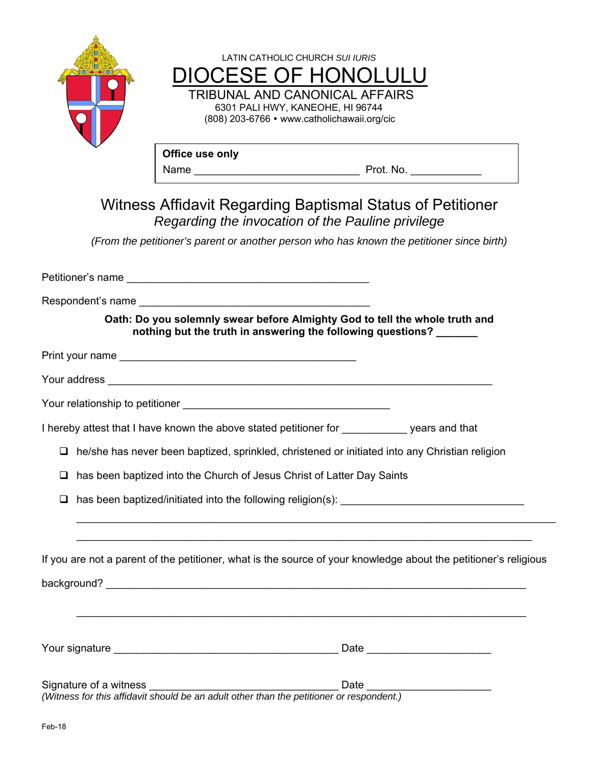LATIN CATHOLIC CHURCH *SUI IURIS*

# DIOCESE OF HONOLULU

TRIBUNAL AND CANONICAL AFFAIRS
6301 PALI HWY, KANEOHE, HI 96744
(808) 203-6766 • www.catholichawaii.org/cic

**Office use only**
Name ___________________________ Prot. No. ___________

## Witness Affidavit Regarding Baptismal Status of Petitioner

*Regarding the invocation of the Pauline privilege*

*(From the petitioner's parent or another person who has known the petitioner since birth)*

Petitioner's name ________________________________________

Respondent's name ______________________________________

**Oath: Do you solemnly swear before Almighty God to tell the whole truth and nothing but the truth in answering the following questions? _______**

Print your name _______________________________________

Your address _________________________________________________________________

Your relationship to petitioner ___________________________________

I hereby attest that I have known the above stated petitioner for ___________ years and that

- ❑ he/she has never been baptized, sprinkled, christened or initiated into any Christian religion
- ❑ has been baptized into the Church of Jesus Christ of Latter Day Saints
- ❑ has been baptized/initiated into the following religion(s): ______________________________

  ________________________________________________________________________________

  ________________________________________________________________________________

If you are not a parent of the petitioner, what is the source of your knowledge about the petitioner's religious background? _______________________________________________________________________

________________________________________________________________________________

Your signature ______________________________________ Date ____________________

Signature of a witness _______________________________ Date ____________________
*(Witness for this affidavit should be an adult other than the petitioner or respondent.)*

Feb-18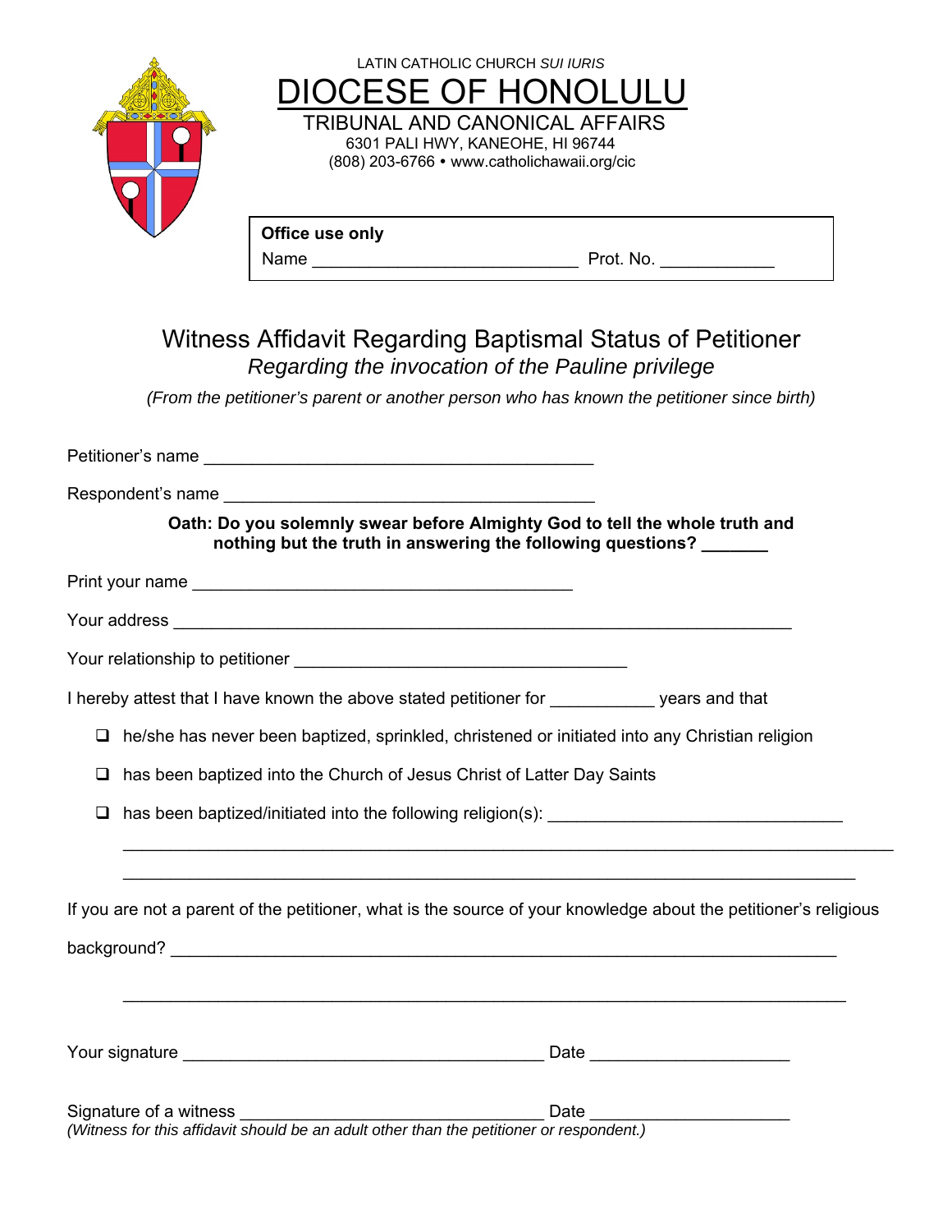LATIN CATHOLIC CHURCH *SUI IURIS*

# DIOCESE OF HONOLULU

TRIBUNAL AND CANONICAL AFFAIRS
6301 PALI HWY, KANEOHE, HI 96744
(808) 203-6766 • www.catholichawaii.org/cic

**Office use only**
Name ___________________________ Prot. No. ____________

## Witness Affidavit Regarding Baptismal Status of Petitioner

*Regarding the invocation of the Pauline privilege*

*(From the petitioner's parent or another person who has known the petitioner since birth)*

Petitioner's name ________________________________________

Respondent's name ______________________________________

**Oath: Do you solemnly swear before Almighty God to tell the whole truth and nothing but the truth in answering the following questions? _______**

Print your name _______________________________________

Your address _________________________________________________________________

Your relationship to petitioner __________________________________

I hereby attest that I have known the above stated petitioner for ___________ years and that

- ❑ he/she has never been baptized, sprinkled, christened or initiated into any Christian religion
- ❑ has been baptized into the Church of Jesus Christ of Latter Day Saints
- ❑ has been baptized/initiated into the following religion(s): ______________________________

________________________________________________________________________________

________________________________________________________________________________

If you are not a parent of the petitioner, what is the source of your knowledge about the petitioner's religious background? ___________________________________________________________________

________________________________________________________________________________

Your signature _____________________________________ Date ______________________

Signature of a witness _______________________________ Date ______________________
*(Witness for this affidavit should be an adult other than the petitioner or respondent.)*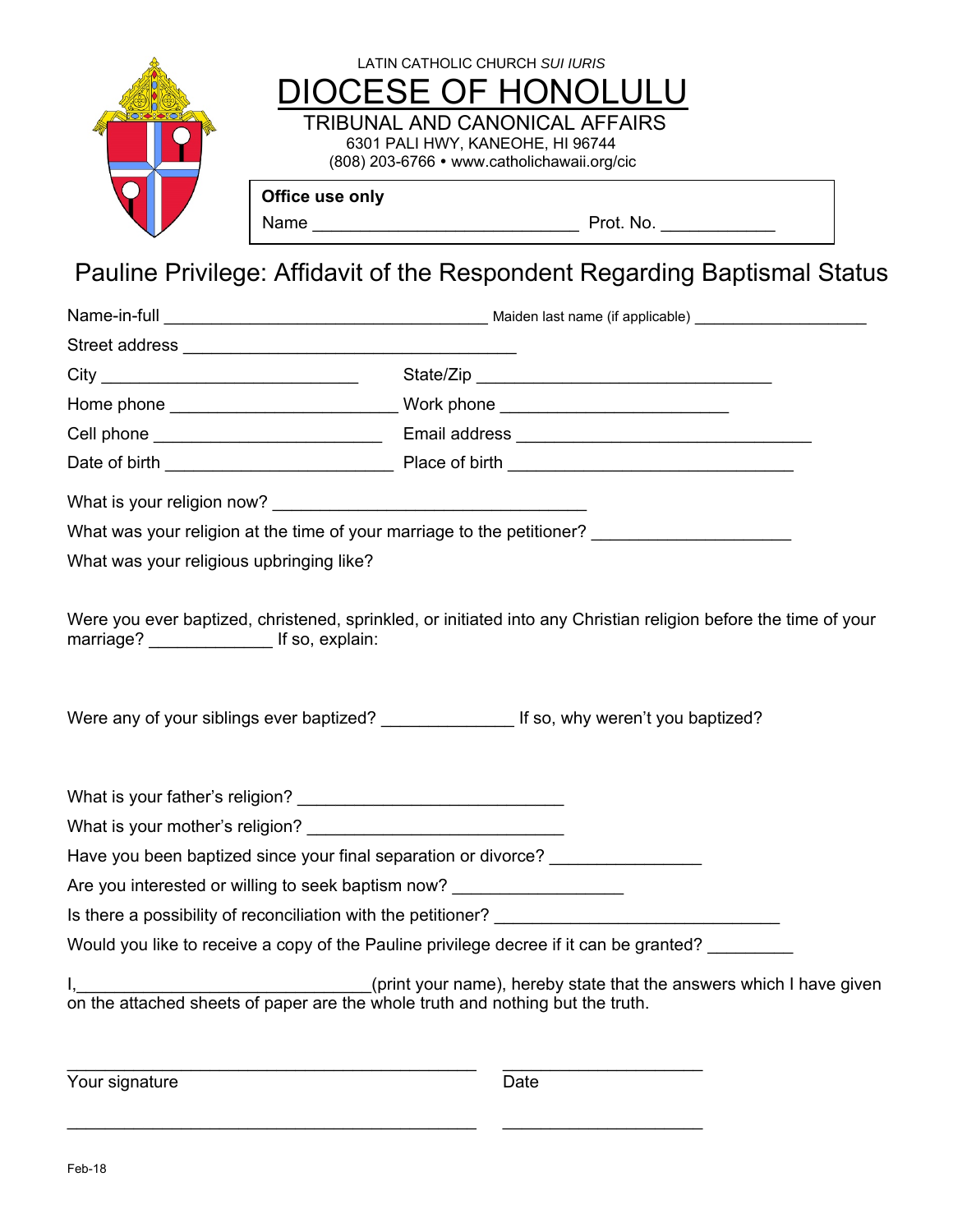LATIN CATHOLIC CHURCH *SUI IURIS*

# DIOCESE OF HONOLULU

TRIBUNAL AND CANONICAL AFFAIRS
6301 PALI HWY, KANEOHE, HI 96744
(808) 203-6766 • www.catholichawaii.org/cic

**Office use only**
Name ____________________________ Prot. No. ____________

## Pauline Privilege: Affidavit of the Respondent Regarding Baptismal Status

Name-in-full __________________________________ Maiden last name (if applicable) ___________________

Street address ___________________________________

City ___________________________ State/Zip ________________________________

Home phone ________________________ Work phone ________________________

Cell phone ________________________ Email address ________________________________

Date of birth ________________________ Place of birth _______________________________

What is your religion now? _________________________________

What was your religion at the time of your marriage to the petitioner? _____________________

What was your religious upbringing like?

Were you ever baptized, christened, sprinkled, or initiated into any Christian religion before the time of your marriage? _____________ If so, explain:

Were any of your siblings ever baptized? ______________ If so, why weren't you baptized?

What is your father's religion? ____________________________

What is your mother's religion? ___________________________

Have you been baptized since your final separation or divorce? ________________

Are you interested or willing to seek baptism now? __________________

Is there a possibility of reconciliation with the petitioner? ______________________________

Would you like to receive a copy of the Pauline privilege decree if it can be granted? _________

I,______________________________(print your name), hereby state that the answers which I have given on the attached sheets of paper are the whole truth and nothing but the truth.

_____________________________________________ _____________________
Your signature Date

_____________________________________________ _____________________

Feb-18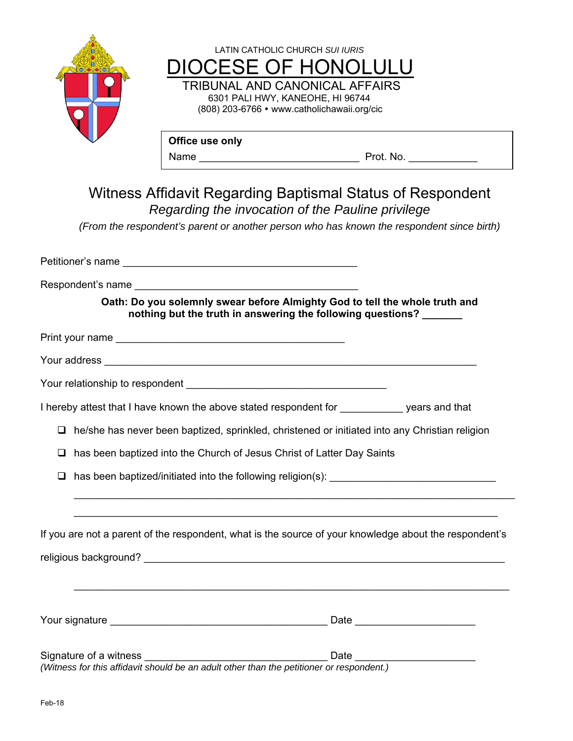LATIN CATHOLIC CHURCH *SUI IURIS*

# DIOCESE OF HONOLULU

TRIBUNAL AND CANONICAL AFFAIRS
6301 PALI HWY, KANEOHE, HI 96744
(808) 203-6766 • www.catholichawaii.org/cic

**Office use only**
Name ___________________________ Prot. No. ___________

## Witness Affidavit Regarding Baptismal Status of Respondent

*Regarding the invocation of the Pauline privilege*

*(From the respondent's parent or another person who has known the respondent since birth)*

Petitioner's name ________________________________________

Respondent's name ______________________________________

**Oath: Do you solemnly swear before Almighty God to tell the whole truth and nothing but the truth in answering the following questions? _______**

Print your name ________________________________________

Your address _________________________________________________________________

Your relationship to respondent __________________________________

I hereby attest that I have known the above stated respondent for ___________ years and that

- ❑ he/she has never been baptized, sprinkled, christened or initiated into any Christian religion
- ❑ has been baptized into the Church of Jesus Christ of Latter Day Saints
- ❑ has been baptized/initiated into the following religion(s): ____________________________

____________________________________________________________________________

____________________________________________________________________________

If you are not a parent of the respondent, what is the source of your knowledge about the respondent's religious background? ______________________________________________________________

____________________________________________________________________________

Your signature ______________________________________ Date ____________________

Signature of a witness ________________________________ Date ____________________
*(Witness for this affidavit should be an adult other than the petitioner or respondent.)*

Feb-18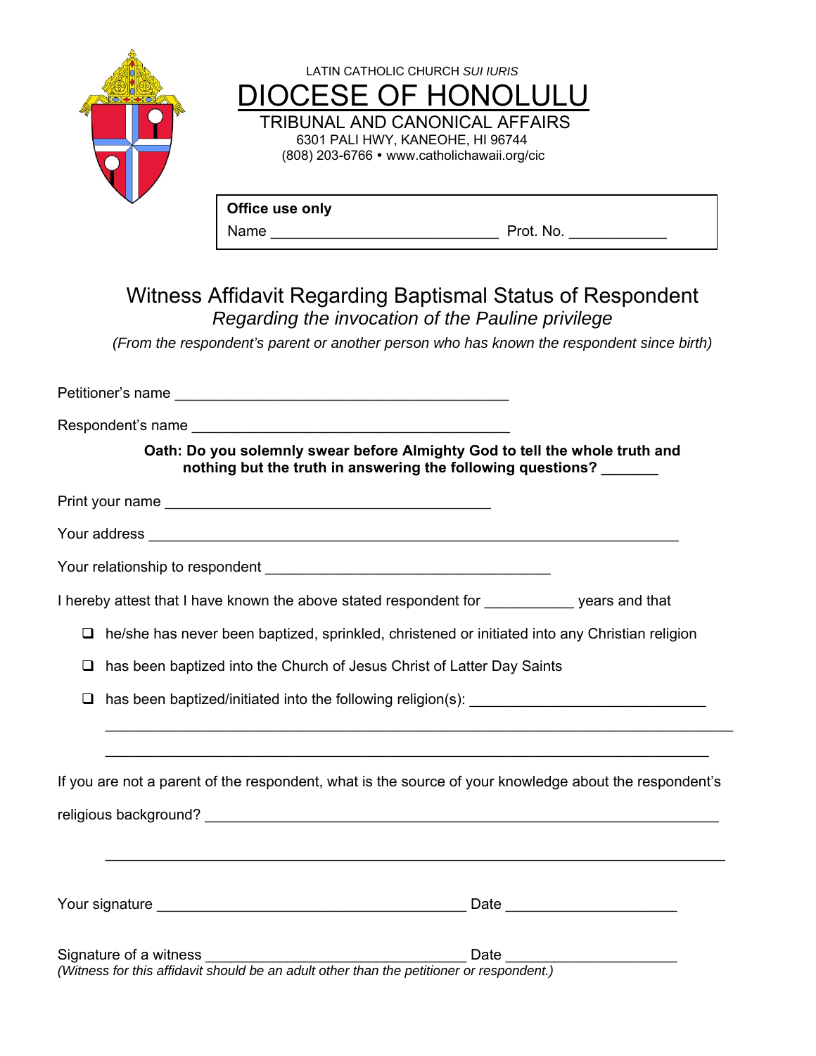LATIN CATHOLIC CHURCH *SUI IURIS*

# DIOCESE OF HONOLULU

TRIBUNAL AND CANONICAL AFFAIRS

6301 PALI HWY, KANEOHE, HI 96744

(808) 203-6766 • www.catholichawaii.org/cic

**Office use only**

Name ____________________________ Prot. No. ____________

## Witness Affidavit Regarding Baptismal Status of Respondent

*Regarding the invocation of the Pauline privilege*

*(From the respondent's parent or another person who has known the respondent since birth)*

Petitioner's name ___________________________________________

Respondent's name _________________________________________

**Oath: Do you solemnly swear before Almighty God to tell the whole truth and nothing but the truth in answering the following questions? _______**

Print your name __________________________________________

Your address ____________________________________________________________________

Your relationship to respondent ____________________________________

I hereby attest that I have known the above stated respondent for ___________ years and that

- ❑ he/she has never been baptized, sprinkled, christened or initiated into any Christian religion
- ❑ has been baptized into the Church of Jesus Christ of Latter Day Saints
- ❑ has been baptized/initiated into the following religion(s): ______________________________

  _________________________________________________________________________________

  _________________________________________________________________________________

If you are not a parent of the respondent, what is the source of your knowledge about the respondent's religious background? ___________________________________________________________________

_________________________________________________________________________________

Your signature ________________________________________ Date ______________________

Signature of a witness _________________________________ Date ______________________

*(Witness for this affidavit should be an adult other than the petitioner or respondent.)*